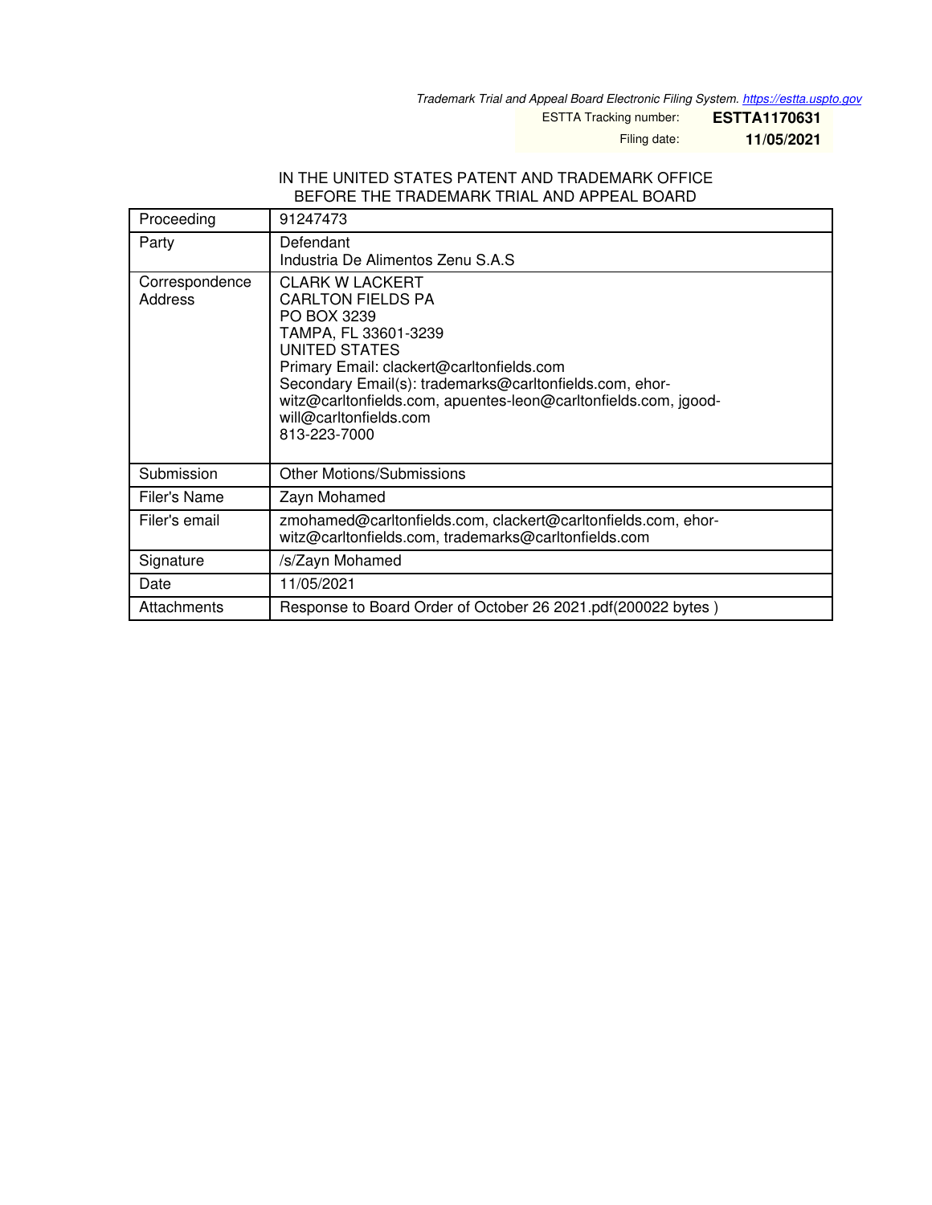*Trademark Trial and Appeal Board Electronic Filing System. https://estta.uspto.gov*

ESTTA Tracking number: **ESTTA1170631**

Filing date: **11/05/2021**

IN THE UNITED STATES PATENT AND TRADEMARK OFFICE
BEFORE THE TRADEMARK TRIAL AND APPEAL BOARD

| | |
|---|---|
| Proceeding | 91247473 |
| Party | Defendant<br>Industria De Alimentos Zenu S.A.S |
| Correspondence Address | CLARK W LACKERT<br>CARLTON FIELDS PA<br>PO BOX 3239<br>TAMPA, FL 33601-3239<br>UNITED STATES<br>Primary Email: clackert@carltonfields.com<br>Secondary Email(s): trademarks@carltonfields.com, ehorwitz@carltonfields.com, apuentes-leon@carltonfields.com, jgoodwill@carltonfields.com<br>813-223-7000 |
| Submission | Other Motions/Submissions |
| Filer's Name | Zayn Mohamed |
| Filer's email | zmohamed@carltonfields.com, clackert@carltonfields.com, ehorwitz@carltonfields.com, trademarks@carltonfields.com |
| Signature | /s/Zayn Mohamed |
| Date | 11/05/2021 |
| Attachments | Response to Board Order of October 26 2021.pdf(200022 bytes ) |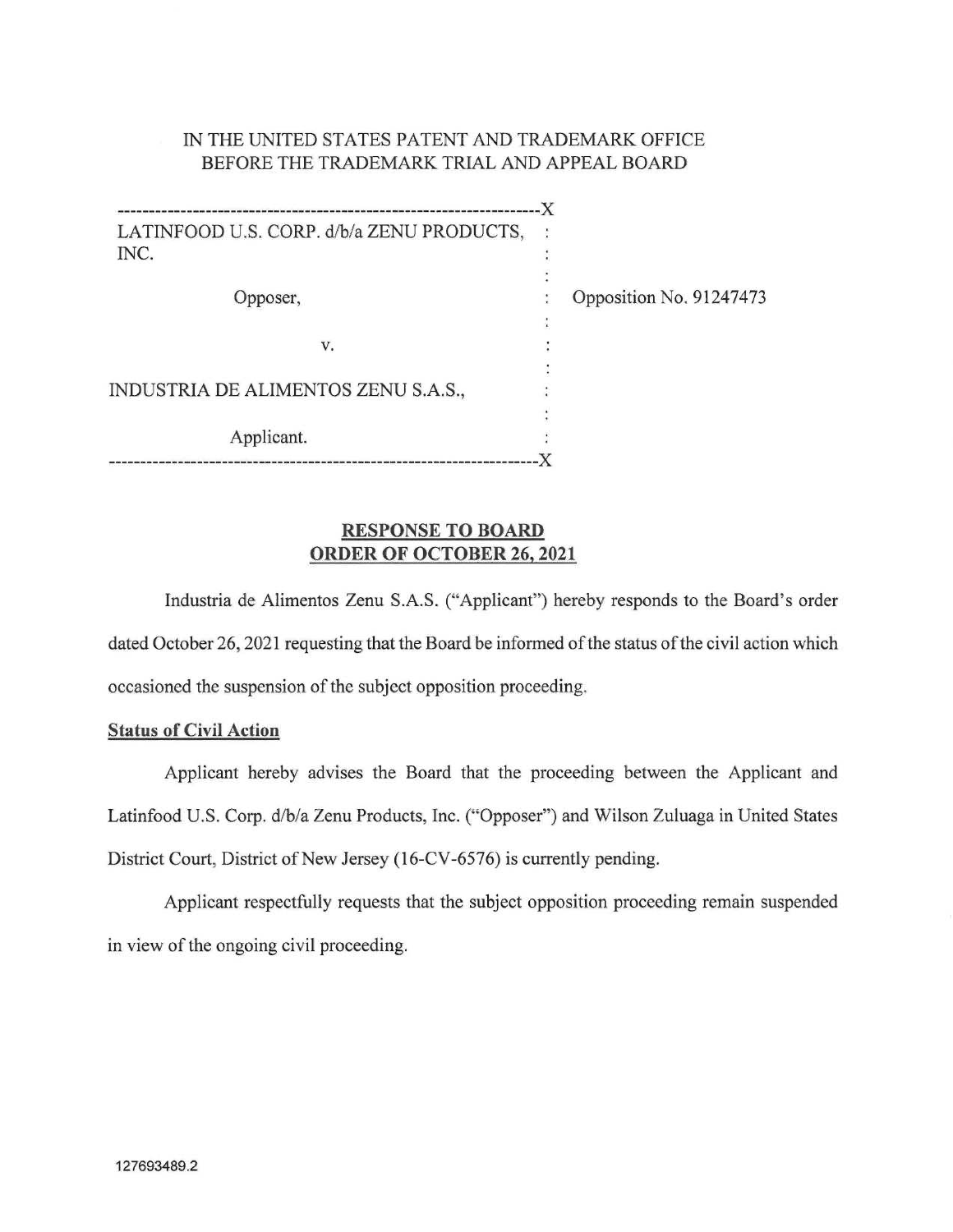IN THE UNITED STATES PATENT AND TRADEMARK OFFICE
BEFORE THE TRADEMARK TRIAL AND APPEAL BOARD

| | | |
|---|---|---|
| LATINFOOD U.S. CORP. d/b/a ZENU PRODUCTS, INC. | : | |
| Opposer, | : | Opposition No. 91247473 |
| v. | : | |
| INDUSTRIA DE ALIMENTOS ZENU S.A.S., | : | |
| Applicant. | : | |

**RESPONSE TO BOARD ORDER OF OCTOBER 26, 2021**

Industria de Alimentos Zenu S.A.S. ("Applicant") hereby responds to the Board's order dated October 26, 2021 requesting that the Board be informed of the status of the civil action which occasioned the suspension of the subject opposition proceeding.

**Status of Civil Action**

Applicant hereby advises the Board that the proceeding between the Applicant and Latinfood U.S. Corp. d/b/a Zenu Products, Inc. ("Opposer") and Wilson Zuluaga in United States District Court, District of New Jersey (16-CV-6576) is currently pending.

Applicant respectfully requests that the subject opposition proceeding remain suspended in view of the ongoing civil proceeding.

127693489.2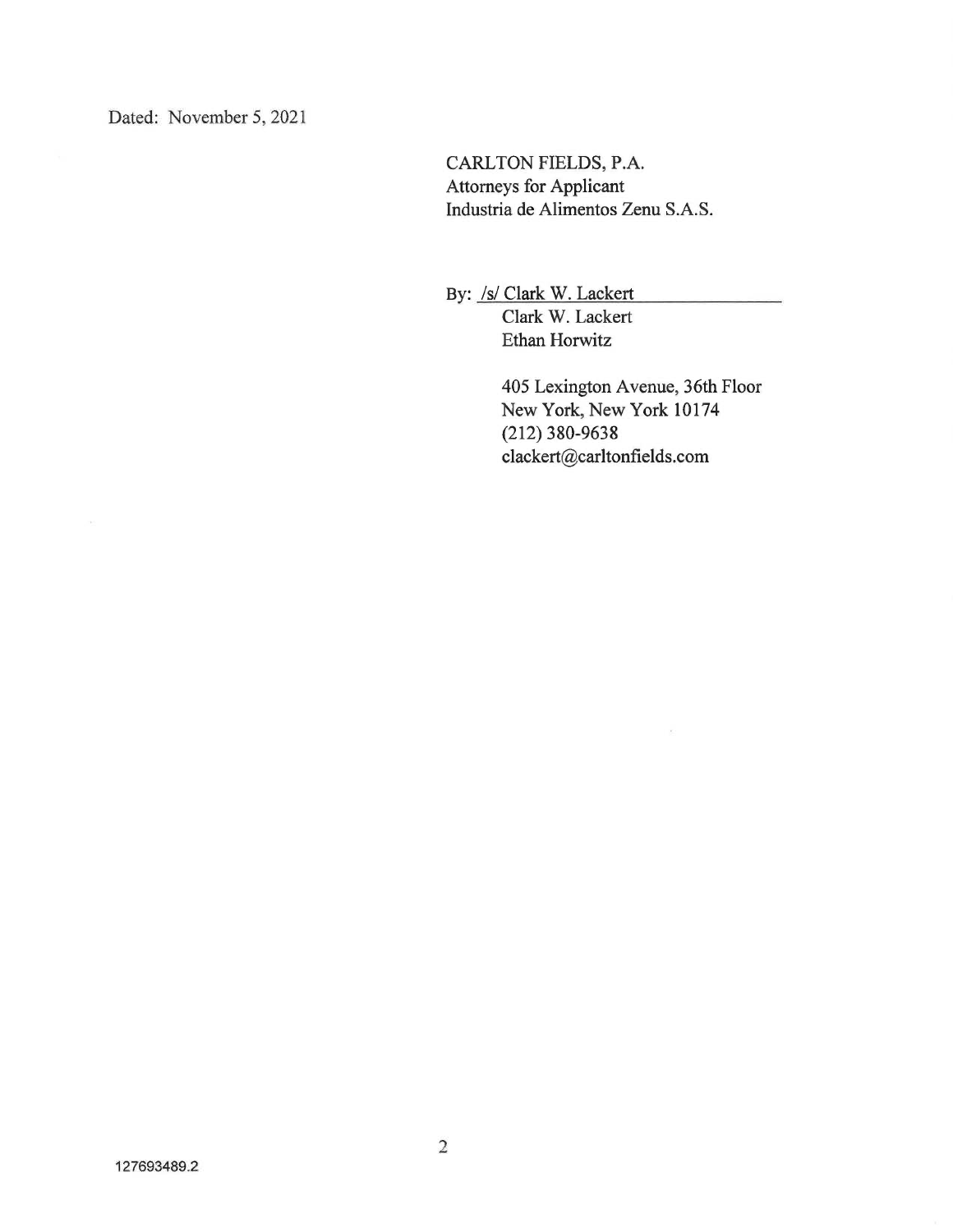Dated: November 5, 2021

CARLTON FIELDS, P.A.
Attorneys for Applicant
Industria de Alimentos Zenu S.A.S.

By: /s/ Clark W. Lackert
Clark W. Lackert
Ethan Horwitz

405 Lexington Avenue, 36th Floor
New York, New York 10174
(212) 380-9638
clackert@carltonfields.com

127693489.2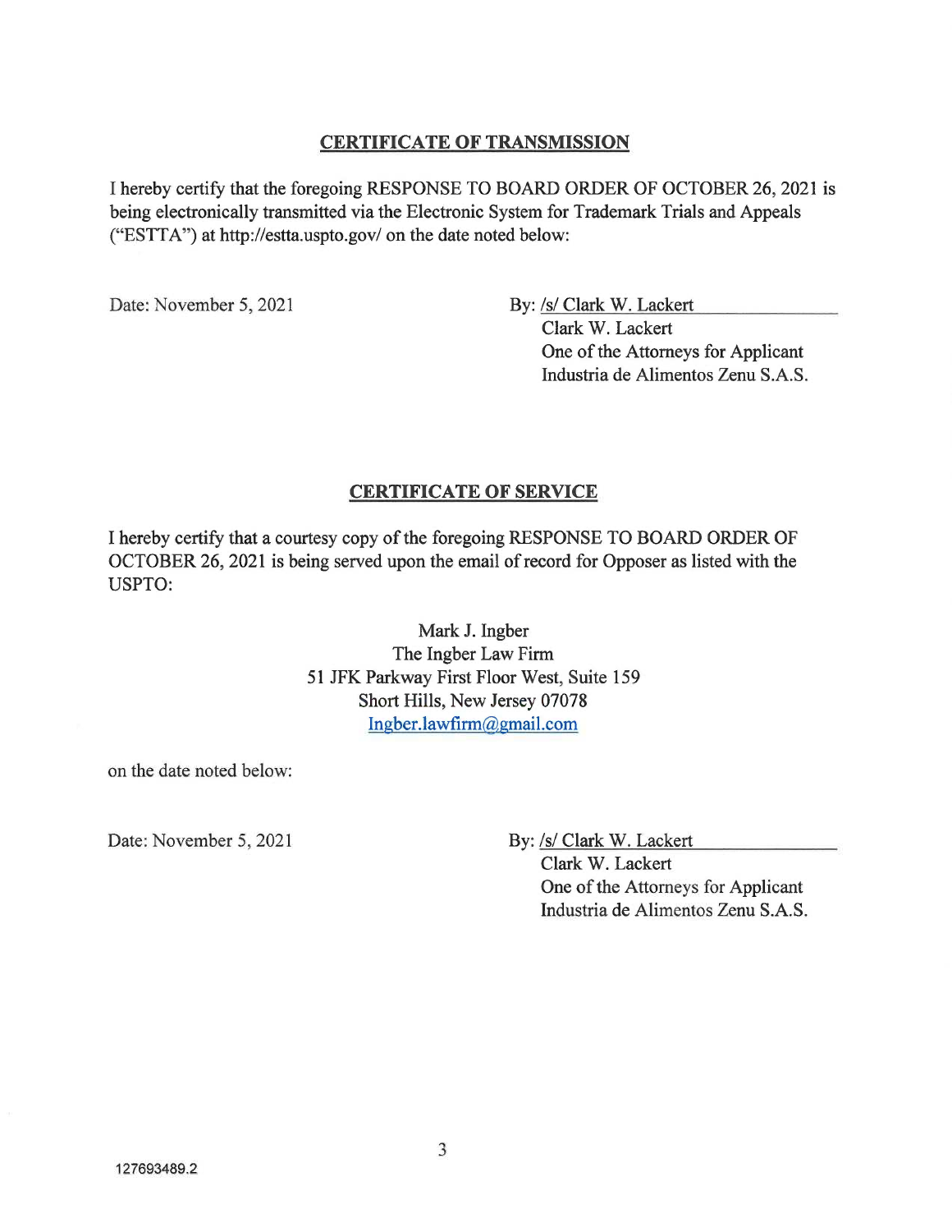## CERTIFICATE OF TRANSMISSION

I hereby certify that the foregoing RESPONSE TO BOARD ORDER OF OCTOBER 26, 2021 is being electronically transmitted via the Electronic System for Trademark Trials and Appeals ("ESTTA") at http://estta.uspto.gov/ on the date noted below:

Date: November 5, 2021

By: /s/ Clark W. Lackert
Clark W. Lackert
One of the Attorneys for Applicant
Industria de Alimentos Zenu S.A.S.

## CERTIFICATE OF SERVICE

I hereby certify that a courtesy copy of the foregoing RESPONSE TO BOARD ORDER OF OCTOBER 26, 2021 is being served upon the email of record for Opposer as listed with the USPTO:

Mark J. Ingber
The Ingber Law Firm
51 JFK Parkway First Floor West, Suite 159
Short Hills, New Jersey 07078
Ingber.lawfirm@gmail.com

on the date noted below:

Date: November 5, 2021

By: /s/ Clark W. Lackert
Clark W. Lackert
One of the Attorneys for Applicant
Industria de Alimentos Zenu S.A.S.

127693489.2